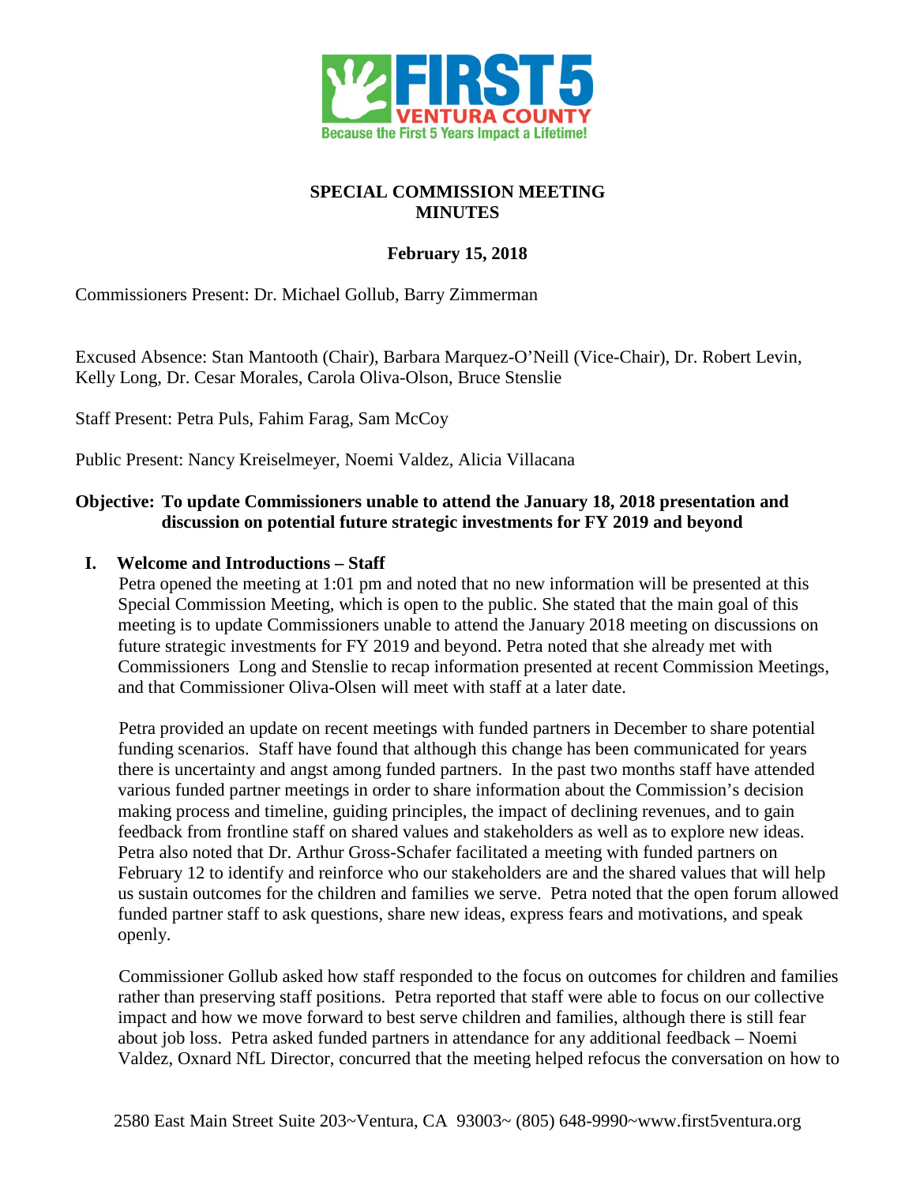**SPECIAL COMMISSION MEETING**
**MINUTES**

**February 15, 2018**

Commissioners Present: Dr. Michael Gollub, Barry Zimmerman

Excused Absence: Stan Mantooth (Chair), Barbara Marquez-O'Neill (Vice-Chair), Dr. Robert Levin, Kelly Long, Dr. Cesar Morales, Carola Oliva-Olson, Bruce Stenslie

Staff Present: Petra Puls, Fahim Farag, Sam McCoy

Public Present: Nancy Kreiselmeyer, Noemi Valdez, Alicia Villacana

**Objective: To update Commissioners unable to attend the January 18, 2018 presentation and discussion on potential future strategic investments for FY 2019 and beyond**

## I. Welcome and Introductions – Staff

Petra opened the meeting at 1:01 pm and noted that no new information will be presented at this Special Commission Meeting, which is open to the public. She stated that the main goal of this meeting is to update Commissioners unable to attend the January 2018 meeting on discussions on future strategic investments for FY 2019 and beyond. Petra noted that she already met with Commissioners Long and Stenslie to recap information presented at recent Commission Meetings, and that Commissioner Oliva-Olsen will meet with staff at a later date.

Petra provided an update on recent meetings with funded partners in December to share potential funding scenarios. Staff have found that although this change has been communicated for years there is uncertainty and angst among funded partners. In the past two months staff have attended various funded partner meetings in order to share information about the Commission's decision making process and timeline, guiding principles, the impact of declining revenues, and to gain feedback from frontline staff on shared values and stakeholders as well as to explore new ideas. Petra also noted that Dr. Arthur Gross-Schafer facilitated a meeting with funded partners on February 12 to identify and reinforce who our stakeholders are and the shared values that will help us sustain outcomes for the children and families we serve. Petra noted that the open forum allowed funded partner staff to ask questions, share new ideas, express fears and motivations, and speak openly.

Commissioner Gollub asked how staff responded to the focus on outcomes for children and families rather than preserving staff positions. Petra reported that staff were able to focus on our collective impact and how we move forward to best serve children and families, although there is still fear about job loss. Petra asked funded partners in attendance for any additional feedback – Noemi Valdez, Oxnard NfL Director, concurred that the meeting helped refocus the conversation on how to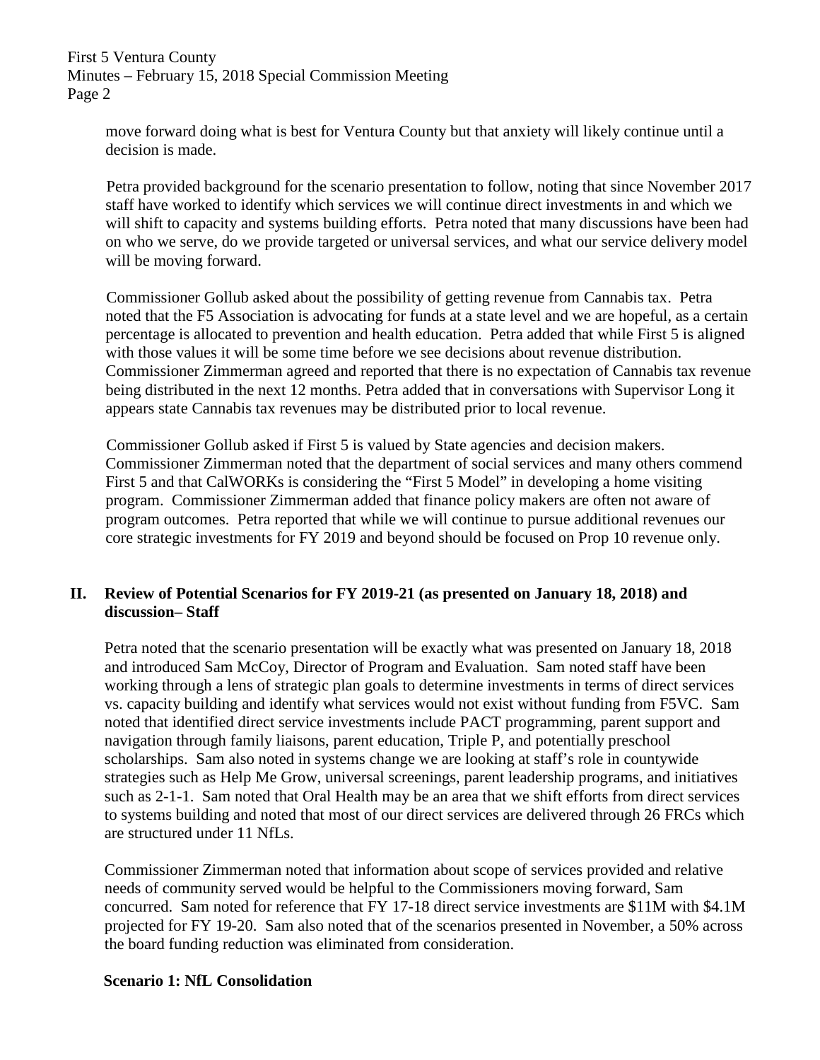move forward doing what is best for Ventura County but that anxiety will likely continue until a decision is made.

Petra provided background for the scenario presentation to follow, noting that since November 2017 staff have worked to identify which services we will continue direct investments in and which we will shift to capacity and systems building efforts. Petra noted that many discussions have been had on who we serve, do we provide targeted or universal services, and what our service delivery model will be moving forward.

Commissioner Gollub asked about the possibility of getting revenue from Cannabis tax. Petra noted that the F5 Association is advocating for funds at a state level and we are hopeful, as a certain percentage is allocated to prevention and health education. Petra added that while First 5 is aligned with those values it will be some time before we see decisions about revenue distribution. Commissioner Zimmerman agreed and reported that there is no expectation of Cannabis tax revenue being distributed in the next 12 months. Petra added that in conversations with Supervisor Long it appears state Cannabis tax revenues may be distributed prior to local revenue.

Commissioner Gollub asked if First 5 is valued by State agencies and decision makers. Commissioner Zimmerman noted that the department of social services and many others commend First 5 and that CalWORKs is considering the "First 5 Model" in developing a home visiting program. Commissioner Zimmerman added that finance policy makers are often not aware of program outcomes. Petra reported that while we will continue to pursue additional revenues our core strategic investments for FY 2019 and beyond should be focused on Prop 10 revenue only.

## II. Review of Potential Scenarios for FY 2019-21 (as presented on January 18, 2018) and discussion– Staff

Petra noted that the scenario presentation will be exactly what was presented on January 18, 2018 and introduced Sam McCoy, Director of Program and Evaluation. Sam noted staff have been working through a lens of strategic plan goals to determine investments in terms of direct services vs. capacity building and identify what services would not exist without funding from F5VC. Sam noted that identified direct service investments include PACT programming, parent support and navigation through family liaisons, parent education, Triple P, and potentially preschool scholarships. Sam also noted in systems change we are looking at staff's role in countywide strategies such as Help Me Grow, universal screenings, parent leadership programs, and initiatives such as 2-1-1. Sam noted that Oral Health may be an area that we shift efforts from direct services to systems building and noted that most of our direct services are delivered through 26 FRCs which are structured under 11 NfLs.

Commissioner Zimmerman noted that information about scope of services provided and relative needs of community served would be helpful to the Commissioners moving forward, Sam concurred. Sam noted for reference that FY 17-18 direct service investments are $11M with $4.1M projected for FY 19-20. Sam also noted that of the scenarios presented in November, a 50% across the board funding reduction was eliminated from consideration.

**Scenario 1: NfL Consolidation**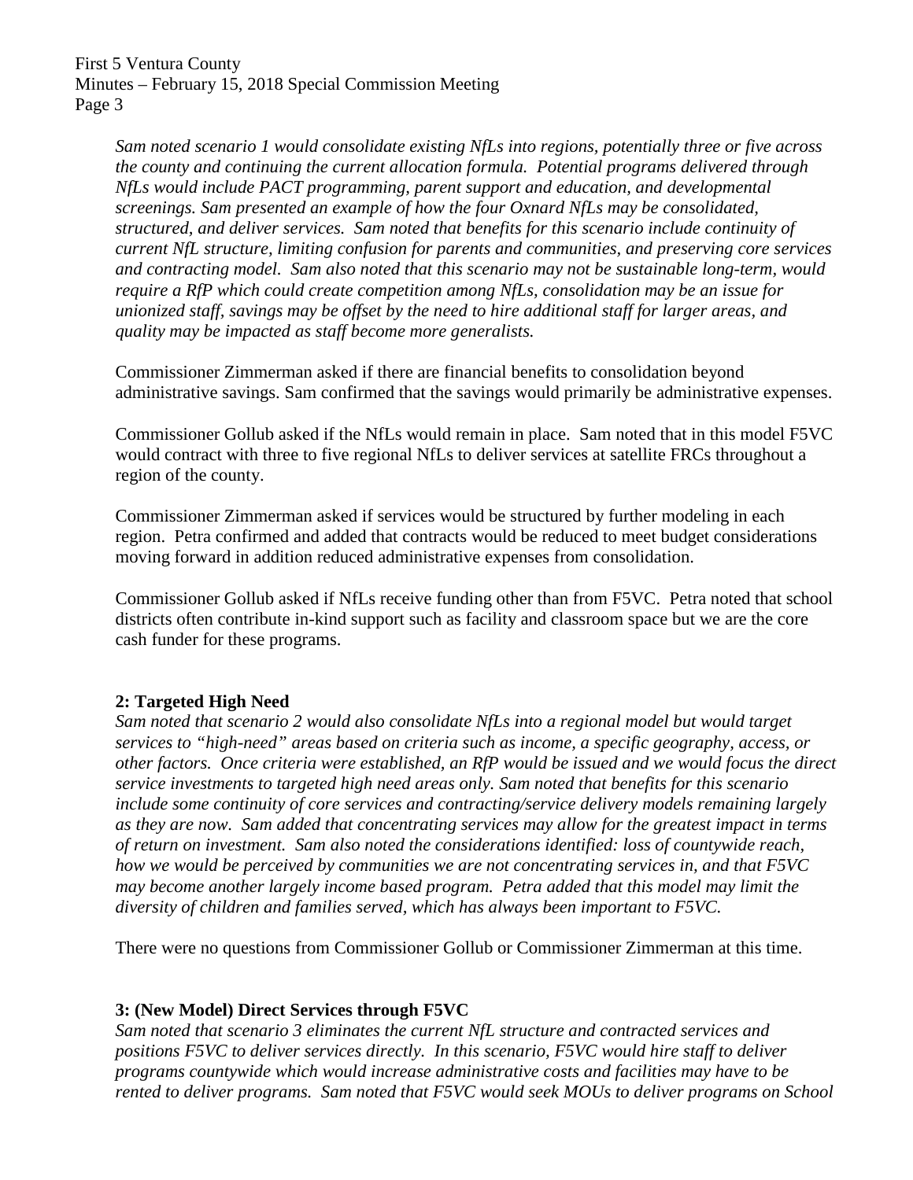*Sam noted scenario 1 would consolidate existing NfLs into regions, potentially three or five across the county and continuing the current allocation formula. Potential programs delivered through NfLs would include PACT programming, parent support and education, and developmental screenings. Sam presented an example of how the four Oxnard NfLs may be consolidated, structured, and deliver services. Sam noted that benefits for this scenario include continuity of current NfL structure, limiting confusion for parents and communities, and preserving core services and contracting model. Sam also noted that this scenario may not be sustainable long-term, would require a RfP which could create competition among NfLs, consolidation may be an issue for unionized staff, savings may be offset by the need to hire additional staff for larger areas, and quality may be impacted as staff become more generalists.*

Commissioner Zimmerman asked if there are financial benefits to consolidation beyond administrative savings. Sam confirmed that the savings would primarily be administrative expenses.

Commissioner Gollub asked if the NfLs would remain in place. Sam noted that in this model F5VC would contract with three to five regional NfLs to deliver services at satellite FRCs throughout a region of the county.

Commissioner Zimmerman asked if services would be structured by further modeling in each region. Petra confirmed and added that contracts would be reduced to meet budget considerations moving forward in addition reduced administrative expenses from consolidation.

Commissioner Gollub asked if NfLs receive funding other than from F5VC. Petra noted that school districts often contribute in-kind support such as facility and classroom space but we are the core cash funder for these programs.

**2: Targeted High Need**

*Sam noted that scenario 2 would also consolidate NfLs into a regional model but would target services to "high-need" areas based on criteria such as income, a specific geography, access, or other factors. Once criteria were established, an RfP would be issued and we would focus the direct service investments to targeted high need areas only. Sam noted that benefits for this scenario include some continuity of core services and contracting/service delivery models remaining largely as they are now. Sam added that concentrating services may allow for the greatest impact in terms of return on investment. Sam also noted the considerations identified: loss of countywide reach, how we would be perceived by communities we are not concentrating services in, and that F5VC may become another largely income based program. Petra added that this model may limit the diversity of children and families served, which has always been important to F5VC.*

There were no questions from Commissioner Gollub or Commissioner Zimmerman at this time.

**3: (New Model) Direct Services through F5VC**

*Sam noted that scenario 3 eliminates the current NfL structure and contracted services and positions F5VC to deliver services directly. In this scenario, F5VC would hire staff to deliver programs countywide which would increase administrative costs and facilities may have to be rented to deliver programs. Sam noted that F5VC would seek MOUs to deliver programs on School*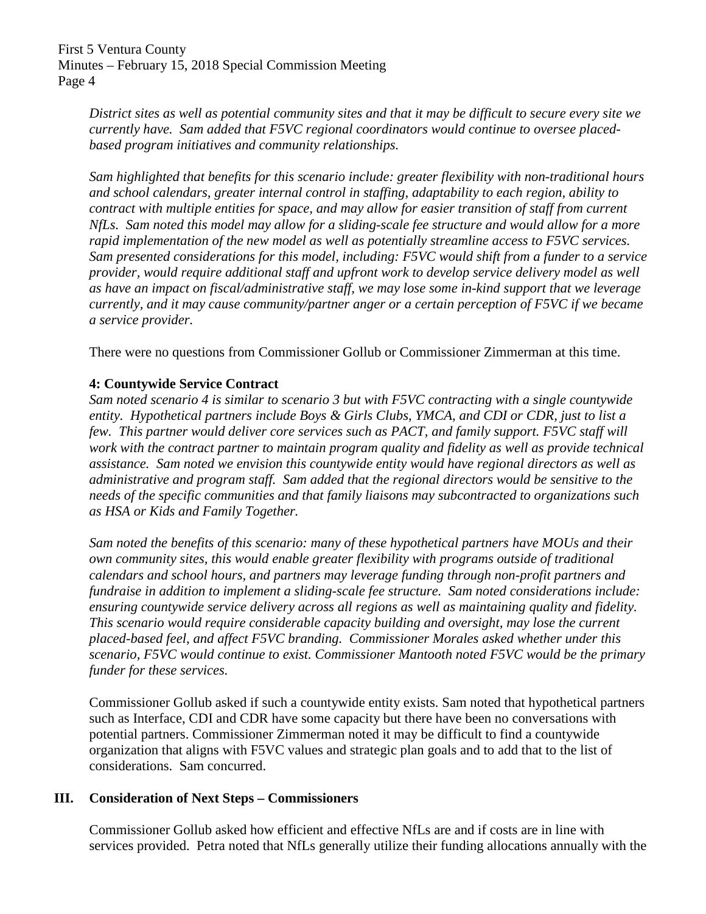*District sites as well as potential community sites and that it may be difficult to secure every site we currently have. Sam added that F5VC regional coordinators would continue to oversee placed-based program initiatives and community relationships.*

*Sam highlighted that benefits for this scenario include: greater flexibility with non-traditional hours and school calendars, greater internal control in staffing, adaptability to each region, ability to contract with multiple entities for space, and may allow for easier transition of staff from current NfLs. Sam noted this model may allow for a sliding-scale fee structure and would allow for a more rapid implementation of the new model as well as potentially streamline access to F5VC services. Sam presented considerations for this model, including: F5VC would shift from a funder to a service provider, would require additional staff and upfront work to develop service delivery model as well as have an impact on fiscal/administrative staff, we may lose some in-kind support that we leverage currently, and it may cause community/partner anger or a certain perception of F5VC if we became a service provider.*

There were no questions from Commissioner Gollub or Commissioner Zimmerman at this time.

**4: Countywide Service Contract**

*Sam noted scenario 4 is similar to scenario 3 but with F5VC contracting with a single countywide entity. Hypothetical partners include Boys & Girls Clubs, YMCA, and CDI or CDR, just to list a few. This partner would deliver core services such as PACT, and family support. F5VC staff will work with the contract partner to maintain program quality and fidelity as well as provide technical assistance. Sam noted we envision this countywide entity would have regional directors as well as administrative and program staff. Sam added that the regional directors would be sensitive to the needs of the specific communities and that family liaisons may subcontracted to organizations such as HSA or Kids and Family Together.*

*Sam noted the benefits of this scenario: many of these hypothetical partners have MOUs and their own community sites, this would enable greater flexibility with programs outside of traditional calendars and school hours, and partners may leverage funding through non-profit partners and fundraise in addition to implement a sliding-scale fee structure. Sam noted considerations include: ensuring countywide service delivery across all regions as well as maintaining quality and fidelity. This scenario would require considerable capacity building and oversight, may lose the current placed-based feel, and affect F5VC branding. Commissioner Morales asked whether under this scenario, F5VC would continue to exist. Commissioner Mantooth noted F5VC would be the primary funder for these services.*

Commissioner Gollub asked if such a countywide entity exists. Sam noted that hypothetical partners such as Interface, CDI and CDR have some capacity but there have been no conversations with potential partners. Commissioner Zimmerman noted it may be difficult to find a countywide organization that aligns with F5VC values and strategic plan goals and to add that to the list of considerations. Sam concurred.

## III. Consideration of Next Steps – Commissioners

Commissioner Gollub asked how efficient and effective NfLs are and if costs are in line with services provided. Petra noted that NfLs generally utilize their funding allocations annually with the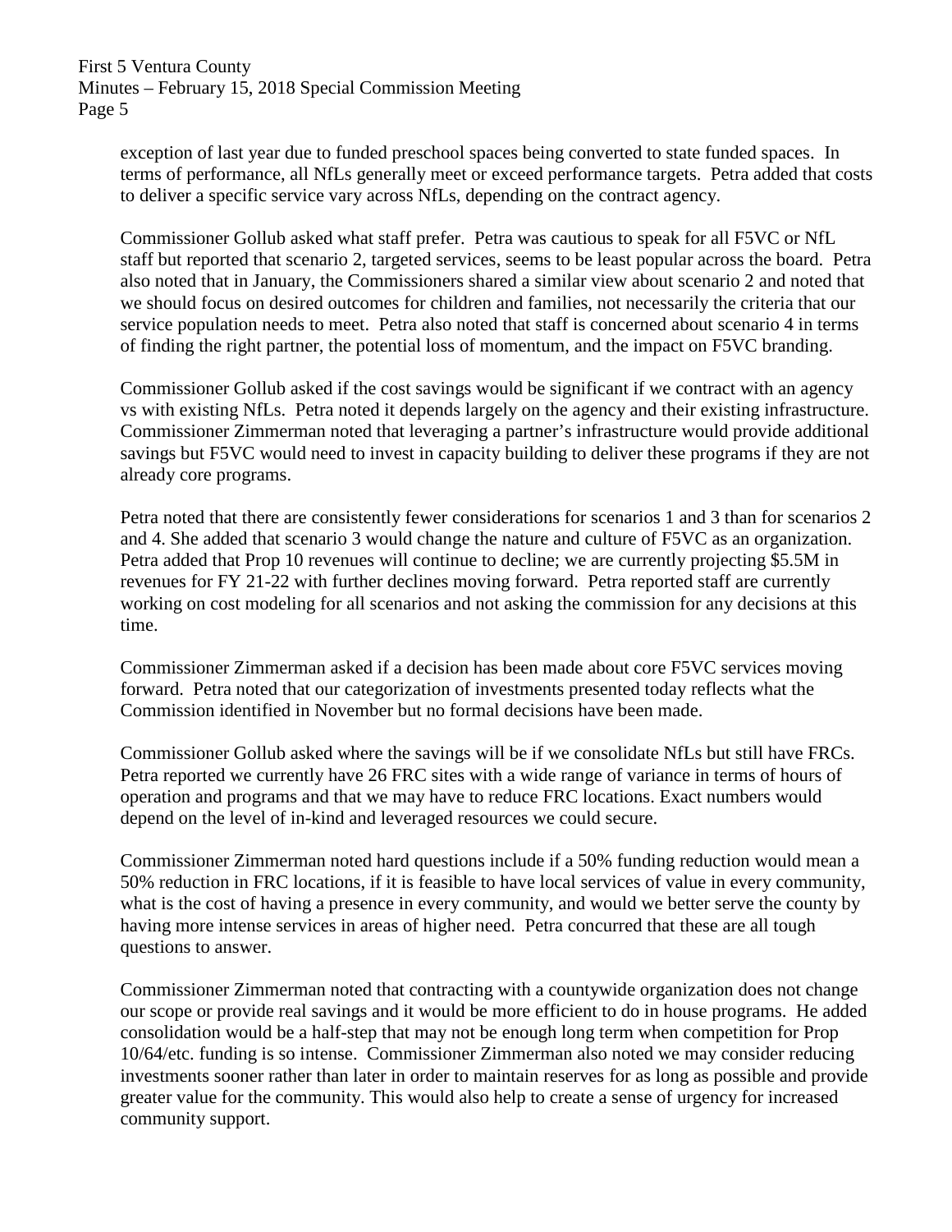exception of last year due to funded preschool spaces being converted to state funded spaces. In terms of performance, all NfLs generally meet or exceed performance targets. Petra added that costs to deliver a specific service vary across NfLs, depending on the contract agency.

Commissioner Gollub asked what staff prefer. Petra was cautious to speak for all F5VC or NfL staff but reported that scenario 2, targeted services, seems to be least popular across the board. Petra also noted that in January, the Commissioners shared a similar view about scenario 2 and noted that we should focus on desired outcomes for children and families, not necessarily the criteria that our service population needs to meet. Petra also noted that staff is concerned about scenario 4 in terms of finding the right partner, the potential loss of momentum, and the impact on F5VC branding.

Commissioner Gollub asked if the cost savings would be significant if we contract with an agency vs with existing NfLs. Petra noted it depends largely on the agency and their existing infrastructure. Commissioner Zimmerman noted that leveraging a partner's infrastructure would provide additional savings but F5VC would need to invest in capacity building to deliver these programs if they are not already core programs.

Petra noted that there are consistently fewer considerations for scenarios 1 and 3 than for scenarios 2 and 4. She added that scenario 3 would change the nature and culture of F5VC as an organization. Petra added that Prop 10 revenues will continue to decline; we are currently projecting $5.5M in revenues for FY 21-22 with further declines moving forward. Petra reported staff are currently working on cost modeling for all scenarios and not asking the commission for any decisions at this time.

Commissioner Zimmerman asked if a decision has been made about core F5VC services moving forward. Petra noted that our categorization of investments presented today reflects what the Commission identified in November but no formal decisions have been made.

Commissioner Gollub asked where the savings will be if we consolidate NfLs but still have FRCs. Petra reported we currently have 26 FRC sites with a wide range of variance in terms of hours of operation and programs and that we may have to reduce FRC locations. Exact numbers would depend on the level of in-kind and leveraged resources we could secure.

Commissioner Zimmerman noted hard questions include if a 50% funding reduction would mean a 50% reduction in FRC locations, if it is feasible to have local services of value in every community, what is the cost of having a presence in every community, and would we better serve the county by having more intense services in areas of higher need. Petra concurred that these are all tough questions to answer.

Commissioner Zimmerman noted that contracting with a countywide organization does not change our scope or provide real savings and it would be more efficient to do in house programs. He added consolidation would be a half-step that may not be enough long term when competition for Prop 10/64/etc. funding is so intense. Commissioner Zimmerman also noted we may consider reducing investments sooner rather than later in order to maintain reserves for as long as possible and provide greater value for the community. This would also help to create a sense of urgency for increased community support.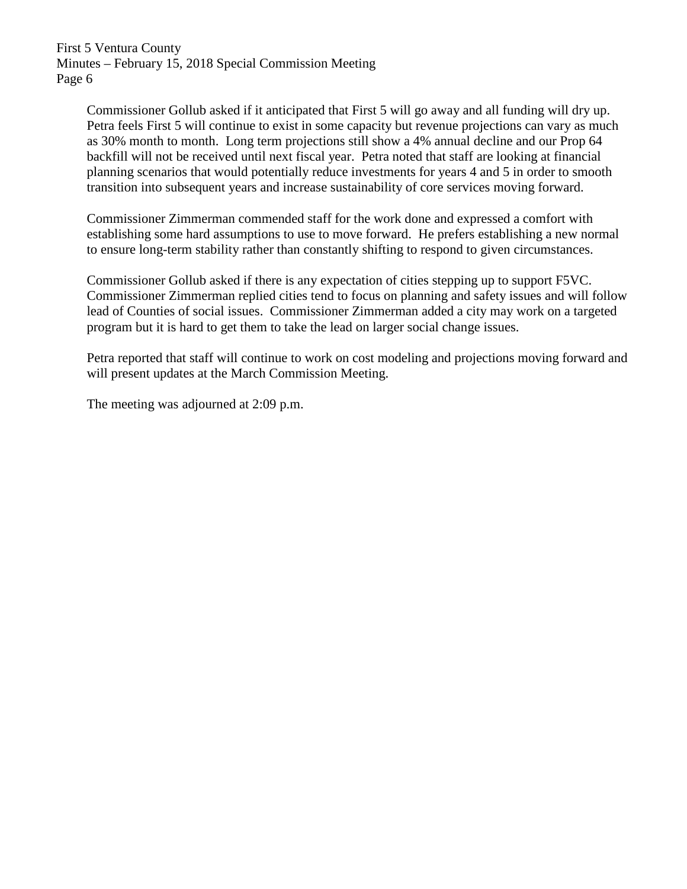Commissioner Gollub asked if it anticipated that First 5 will go away and all funding will dry up. Petra feels First 5 will continue to exist in some capacity but revenue projections can vary as much as 30% month to month. Long term projections still show a 4% annual decline and our Prop 64 backfill will not be received until next fiscal year. Petra noted that staff are looking at financial planning scenarios that would potentially reduce investments for years 4 and 5 in order to smooth transition into subsequent years and increase sustainability of core services moving forward.

Commissioner Zimmerman commended staff for the work done and expressed a comfort with establishing some hard assumptions to use to move forward. He prefers establishing a new normal to ensure long-term stability rather than constantly shifting to respond to given circumstances.

Commissioner Gollub asked if there is any expectation of cities stepping up to support F5VC. Commissioner Zimmerman replied cities tend to focus on planning and safety issues and will follow lead of Counties of social issues. Commissioner Zimmerman added a city may work on a targeted program but it is hard to get them to take the lead on larger social change issues.

Petra reported that staff will continue to work on cost modeling and projections moving forward and will present updates at the March Commission Meeting.

The meeting was adjourned at 2:09 p.m.